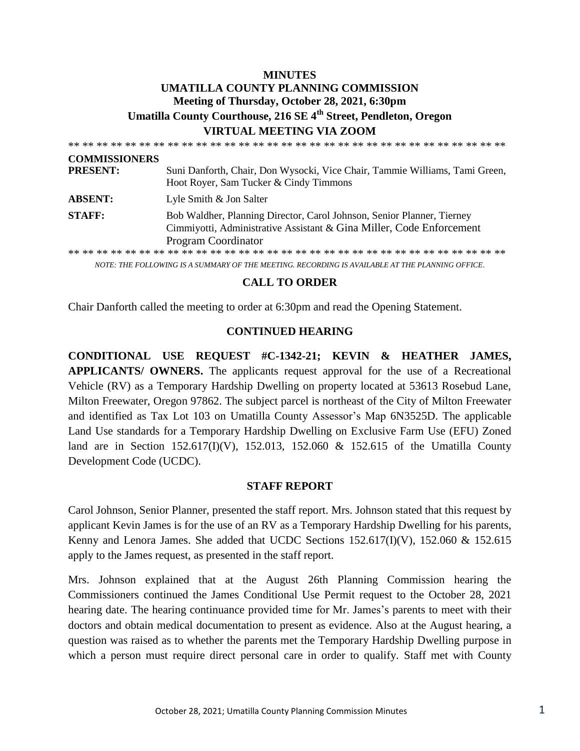# MINUTES
## UMATILLA COUNTY PLANNING COMMISSION
### Meeting of Thursday, October 28, 2021, 6:30pm
### Umatilla County Courthouse, 216 SE 4th Street, Pendleton, Oregon
### VIRTUAL MEETING VIA ZOOM

** ** ** ** ** ** ** ** ** ** ** ** ** ** ** ** ** ** ** ** ** ** ** ** ** ** ** ** ** ** ** ** ** **

| | |
|---|---|
| **COMMISSIONERS PRESENT:** | Suni Danforth, Chair, Don Wysocki, Vice Chair, Tammie Williams, Tami Green, Hoot Royer, Sam Tucker & Cindy Timmons |
| **ABSENT:** | Lyle Smith & Jon Salter |
| **STAFF:** | Bob Waldher, Planning Director, Carol Johnson, Senior Planner, Tierney Cimmiyotti, Administrative Assistant & Gina Miller, Code Enforcement Program Coordinator |

** ** ** ** ** ** ** ** ** ** ** ** ** ** ** ** ** ** ** ** ** ** ** ** ** ** ** ** ** ** ** ** ** **

*NOTE: THE FOLLOWING IS A SUMMARY OF THE MEETING. RECORDING IS AVAILABLE AT THE PLANNING OFFICE.*

## CALL TO ORDER

Chair Danforth called the meeting to order at 6:30pm and read the Opening Statement.

## CONTINUED HEARING

**CONDITIONAL USE REQUEST #C-1342-21; KEVIN & HEATHER JAMES, APPLICANTS/ OWNERS.** The applicants request approval for the use of a Recreational Vehicle (RV) as a Temporary Hardship Dwelling on property located at 53613 Rosebud Lane, Milton Freewater, Oregon 97862. The subject parcel is northeast of the City of Milton Freewater and identified as Tax Lot 103 on Umatilla County Assessor's Map 6N3525D. The applicable Land Use standards for a Temporary Hardship Dwelling on Exclusive Farm Use (EFU) Zoned land are in Section 152.617(I)(V), 152.013, 152.060 & 152.615 of the Umatilla County Development Code (UCDC).

## STAFF REPORT

Carol Johnson, Senior Planner, presented the staff report. Mrs. Johnson stated that this request by applicant Kevin James is for the use of an RV as a Temporary Hardship Dwelling for his parents, Kenny and Lenora James. She added that UCDC Sections 152.617(I)(V), 152.060 & 152.615 apply to the James request, as presented in the staff report.

Mrs. Johnson explained that at the August 26th Planning Commission hearing the Commissioners continued the James Conditional Use Permit request to the October 28, 2021 hearing date. The hearing continuance provided time for Mr. James's parents to meet with their doctors and obtain medical documentation to present as evidence. Also at the August hearing, a question was raised as to whether the parents met the Temporary Hardship Dwelling purpose in which a person must require direct personal care in order to qualify. Staff met with County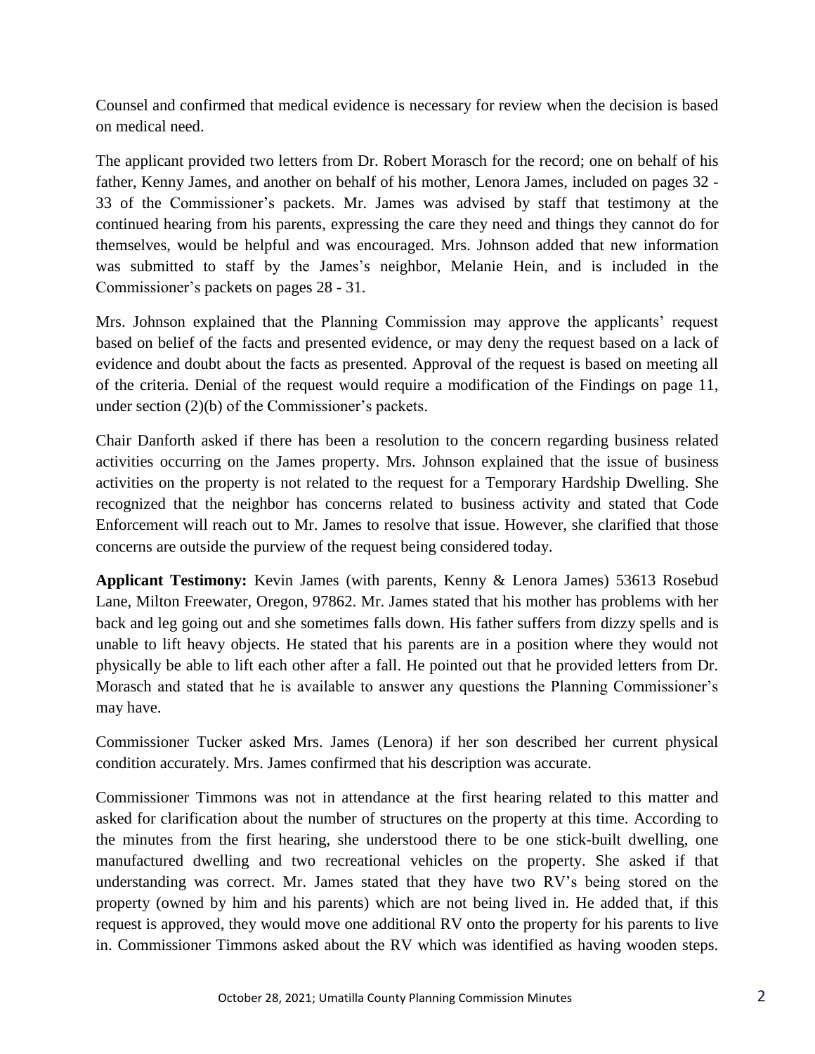Counsel and confirmed that medical evidence is necessary for review when the decision is based on medical need.

The applicant provided two letters from Dr. Robert Morasch for the record; one on behalf of his father, Kenny James, and another on behalf of his mother, Lenora James, included on pages 32 - 33 of the Commissioner's packets. Mr. James was advised by staff that testimony at the continued hearing from his parents, expressing the care they need and things they cannot do for themselves, would be helpful and was encouraged. Mrs. Johnson added that new information was submitted to staff by the James's neighbor, Melanie Hein, and is included in the Commissioner's packets on pages 28 - 31.

Mrs. Johnson explained that the Planning Commission may approve the applicants' request based on belief of the facts and presented evidence, or may deny the request based on a lack of evidence and doubt about the facts as presented. Approval of the request is based on meeting all of the criteria. Denial of the request would require a modification of the Findings on page 11, under section (2)(b) of the Commissioner's packets.

Chair Danforth asked if there has been a resolution to the concern regarding business related activities occurring on the James property. Mrs. Johnson explained that the issue of business activities on the property is not related to the request for a Temporary Hardship Dwelling. She recognized that the neighbor has concerns related to business activity and stated that Code Enforcement will reach out to Mr. James to resolve that issue. However, she clarified that those concerns are outside the purview of the request being considered today.

**Applicant Testimony:** Kevin James (with parents, Kenny & Lenora James) 53613 Rosebud Lane, Milton Freewater, Oregon, 97862. Mr. James stated that his mother has problems with her back and leg going out and she sometimes falls down. His father suffers from dizzy spells and is unable to lift heavy objects. He stated that his parents are in a position where they would not physically be able to lift each other after a fall. He pointed out that he provided letters from Dr. Morasch and stated that he is available to answer any questions the Planning Commissioner's may have.

Commissioner Tucker asked Mrs. James (Lenora) if her son described her current physical condition accurately. Mrs. James confirmed that his description was accurate.

Commissioner Timmons was not in attendance at the first hearing related to this matter and asked for clarification about the number of structures on the property at this time. According to the minutes from the first hearing, she understood there to be one stick-built dwelling, one manufactured dwelling and two recreational vehicles on the property. She asked if that understanding was correct. Mr. James stated that they have two RV's being stored on the property (owned by him and his parents) which are not being lived in. He added that, if this request is approved, they would move one additional RV onto the property for his parents to live in. Commissioner Timmons asked about the RV which was identified as having wooden steps.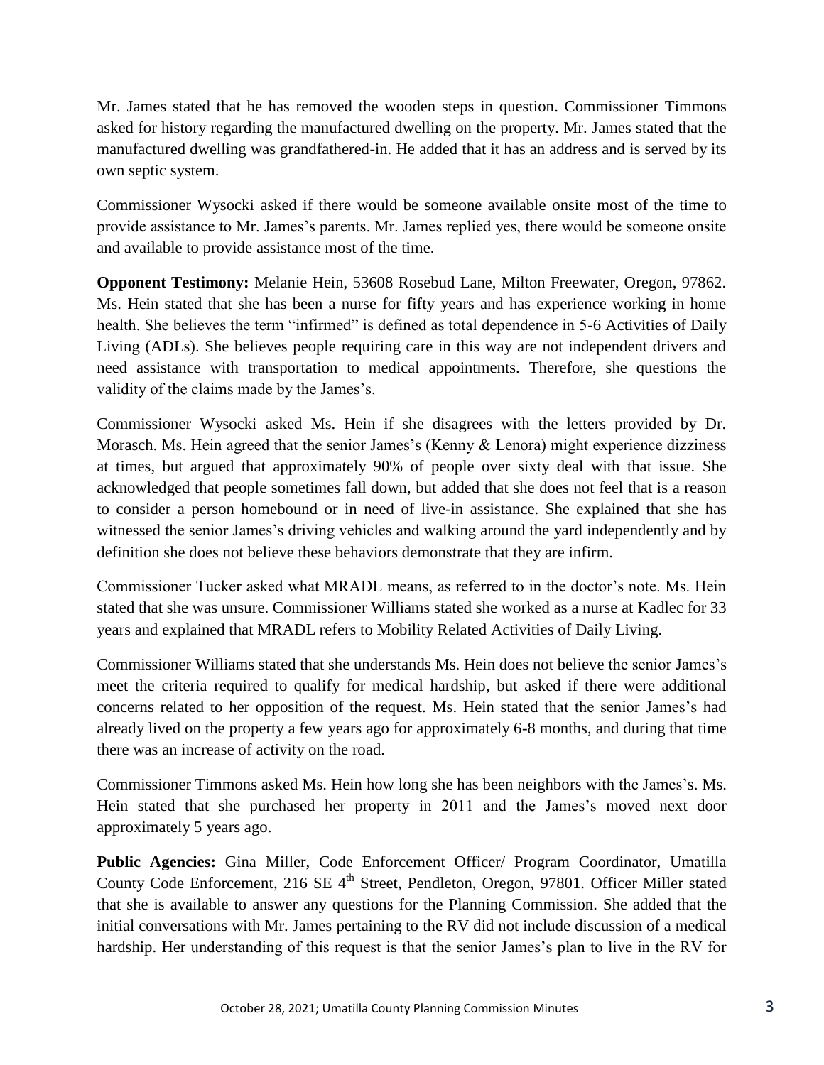Mr. James stated that he has removed the wooden steps in question. Commissioner Timmons asked for history regarding the manufactured dwelling on the property. Mr. James stated that the manufactured dwelling was grandfathered-in. He added that it has an address and is served by its own septic system.

Commissioner Wysocki asked if there would be someone available onsite most of the time to provide assistance to Mr. James's parents. Mr. James replied yes, there would be someone onsite and available to provide assistance most of the time.

**Opponent Testimony:** Melanie Hein, 53608 Rosebud Lane, Milton Freewater, Oregon, 97862. Ms. Hein stated that she has been a nurse for fifty years and has experience working in home health. She believes the term "infirmed" is defined as total dependence in 5-6 Activities of Daily Living (ADLs). She believes people requiring care in this way are not independent drivers and need assistance with transportation to medical appointments. Therefore, she questions the validity of the claims made by the James's.

Commissioner Wysocki asked Ms. Hein if she disagrees with the letters provided by Dr. Morasch. Ms. Hein agreed that the senior James's (Kenny & Lenora) might experience dizziness at times, but argued that approximately 90% of people over sixty deal with that issue. She acknowledged that people sometimes fall down, but added that she does not feel that is a reason to consider a person homebound or in need of live-in assistance. She explained that she has witnessed the senior James's driving vehicles and walking around the yard independently and by definition she does not believe these behaviors demonstrate that they are infirm.

Commissioner Tucker asked what MRADL means, as referred to in the doctor's note. Ms. Hein stated that she was unsure. Commissioner Williams stated she worked as a nurse at Kadlec for 33 years and explained that MRADL refers to Mobility Related Activities of Daily Living.

Commissioner Williams stated that she understands Ms. Hein does not believe the senior James's meet the criteria required to qualify for medical hardship, but asked if there were additional concerns related to her opposition of the request. Ms. Hein stated that the senior James's had already lived on the property a few years ago for approximately 6-8 months, and during that time there was an increase of activity on the road.

Commissioner Timmons asked Ms. Hein how long she has been neighbors with the James's. Ms. Hein stated that she purchased her property in 2011 and the James's moved next door approximately 5 years ago.

**Public Agencies:** Gina Miller, Code Enforcement Officer/ Program Coordinator, Umatilla County Code Enforcement, 216 SE 4th Street, Pendleton, Oregon, 97801. Officer Miller stated that she is available to answer any questions for the Planning Commission. She added that the initial conversations with Mr. James pertaining to the RV did not include discussion of a medical hardship. Her understanding of this request is that the senior James's plan to live in the RV for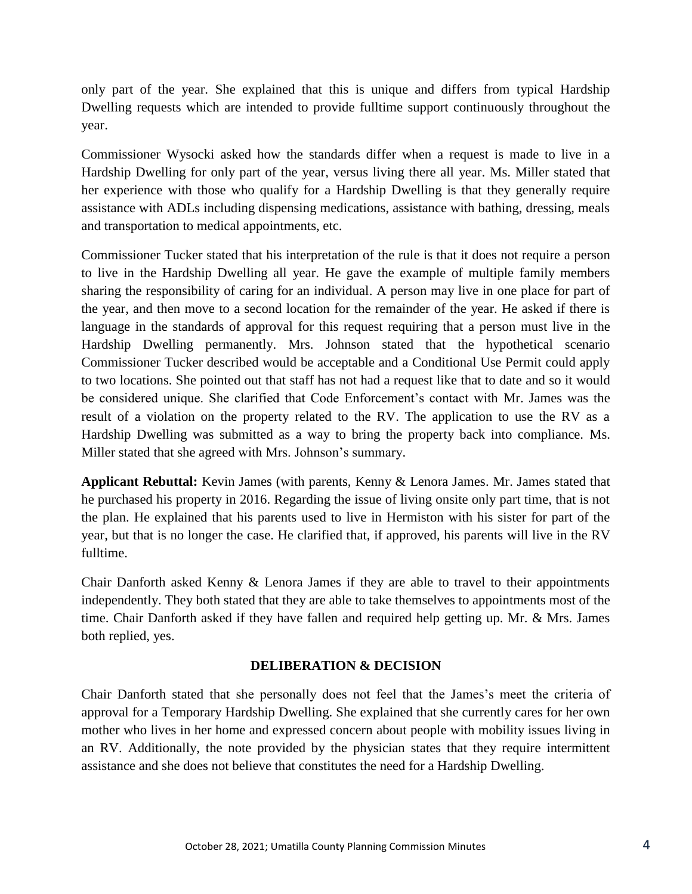only part of the year. She explained that this is unique and differs from typical Hardship Dwelling requests which are intended to provide fulltime support continuously throughout the year.

Commissioner Wysocki asked how the standards differ when a request is made to live in a Hardship Dwelling for only part of the year, versus living there all year. Ms. Miller stated that her experience with those who qualify for a Hardship Dwelling is that they generally require assistance with ADLs including dispensing medications, assistance with bathing, dressing, meals and transportation to medical appointments, etc.

Commissioner Tucker stated that his interpretation of the rule is that it does not require a person to live in the Hardship Dwelling all year. He gave the example of multiple family members sharing the responsibility of caring for an individual. A person may live in one place for part of the year, and then move to a second location for the remainder of the year. He asked if there is language in the standards of approval for this request requiring that a person must live in the Hardship Dwelling permanently. Mrs. Johnson stated that the hypothetical scenario Commissioner Tucker described would be acceptable and a Conditional Use Permit could apply to two locations. She pointed out that staff has not had a request like that to date and so it would be considered unique. She clarified that Code Enforcement's contact with Mr. James was the result of a violation on the property related to the RV. The application to use the RV as a Hardship Dwelling was submitted as a way to bring the property back into compliance. Ms. Miller stated that she agreed with Mrs. Johnson's summary.

**Applicant Rebuttal:** Kevin James (with parents, Kenny & Lenora James. Mr. James stated that he purchased his property in 2016. Regarding the issue of living onsite only part time, that is not the plan. He explained that his parents used to live in Hermiston with his sister for part of the year, but that is no longer the case. He clarified that, if approved, his parents will live in the RV fulltime.

Chair Danforth asked Kenny & Lenora James if they are able to travel to their appointments independently. They both stated that they are able to take themselves to appointments most of the time. Chair Danforth asked if they have fallen and required help getting up. Mr. & Mrs. James both replied, yes.

## DELIBERATION & DECISION

Chair Danforth stated that she personally does not feel that the James's meet the criteria of approval for a Temporary Hardship Dwelling. She explained that she currently cares for her own mother who lives in her home and expressed concern about people with mobility issues living in an RV. Additionally, the note provided by the physician states that they require intermittent assistance and she does not believe that constitutes the need for a Hardship Dwelling.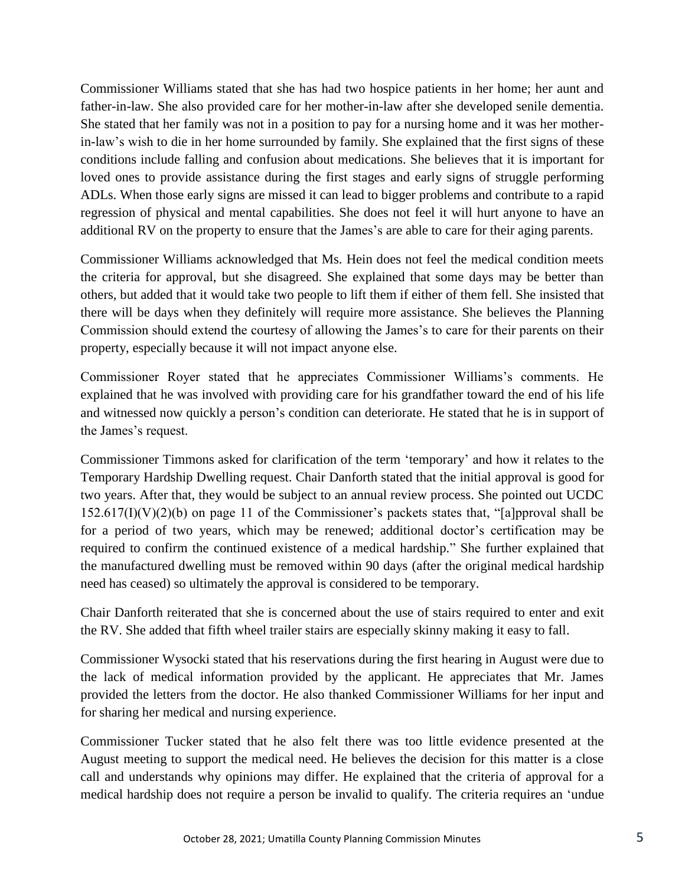Commissioner Williams stated that she has had two hospice patients in her home; her aunt and father-in-law. She also provided care for her mother-in-law after she developed senile dementia. She stated that her family was not in a position to pay for a nursing home and it was her mother-in-law's wish to die in her home surrounded by family. She explained that the first signs of these conditions include falling and confusion about medications. She believes that it is important for loved ones to provide assistance during the first stages and early signs of struggle performing ADLs. When those early signs are missed it can lead to bigger problems and contribute to a rapid regression of physical and mental capabilities. She does not feel it will hurt anyone to have an additional RV on the property to ensure that the James's are able to care for their aging parents.

Commissioner Williams acknowledged that Ms. Hein does not feel the medical condition meets the criteria for approval, but she disagreed. She explained that some days may be better than others, but added that it would take two people to lift them if either of them fell. She insisted that there will be days when they definitely will require more assistance. She believes the Planning Commission should extend the courtesy of allowing the James's to care for their parents on their property, especially because it will not impact anyone else.

Commissioner Royer stated that he appreciates Commissioner Williams's comments. He explained that he was involved with providing care for his grandfather toward the end of his life and witnessed now quickly a person's condition can deteriorate. He stated that he is in support of the James's request.

Commissioner Timmons asked for clarification of the term 'temporary' and how it relates to the Temporary Hardship Dwelling request. Chair Danforth stated that the initial approval is good for two years. After that, they would be subject to an annual review process. She pointed out UCDC 152.617(I)(V)(2)(b) on page 11 of the Commissioner's packets states that, "[a]pproval shall be for a period of two years, which may be renewed; additional doctor's certification may be required to confirm the continued existence of a medical hardship." She further explained that the manufactured dwelling must be removed within 90 days (after the original medical hardship need has ceased) so ultimately the approval is considered to be temporary.

Chair Danforth reiterated that she is concerned about the use of stairs required to enter and exit the RV. She added that fifth wheel trailer stairs are especially skinny making it easy to fall.

Commissioner Wysocki stated that his reservations during the first hearing in August were due to the lack of medical information provided by the applicant. He appreciates that Mr. James provided the letters from the doctor. He also thanked Commissioner Williams for her input and for sharing her medical and nursing experience.

Commissioner Tucker stated that he also felt there was too little evidence presented at the August meeting to support the medical need. He believes the decision for this matter is a close call and understands why opinions may differ. He explained that the criteria of approval for a medical hardship does not require a person be invalid to qualify. The criteria requires an 'undue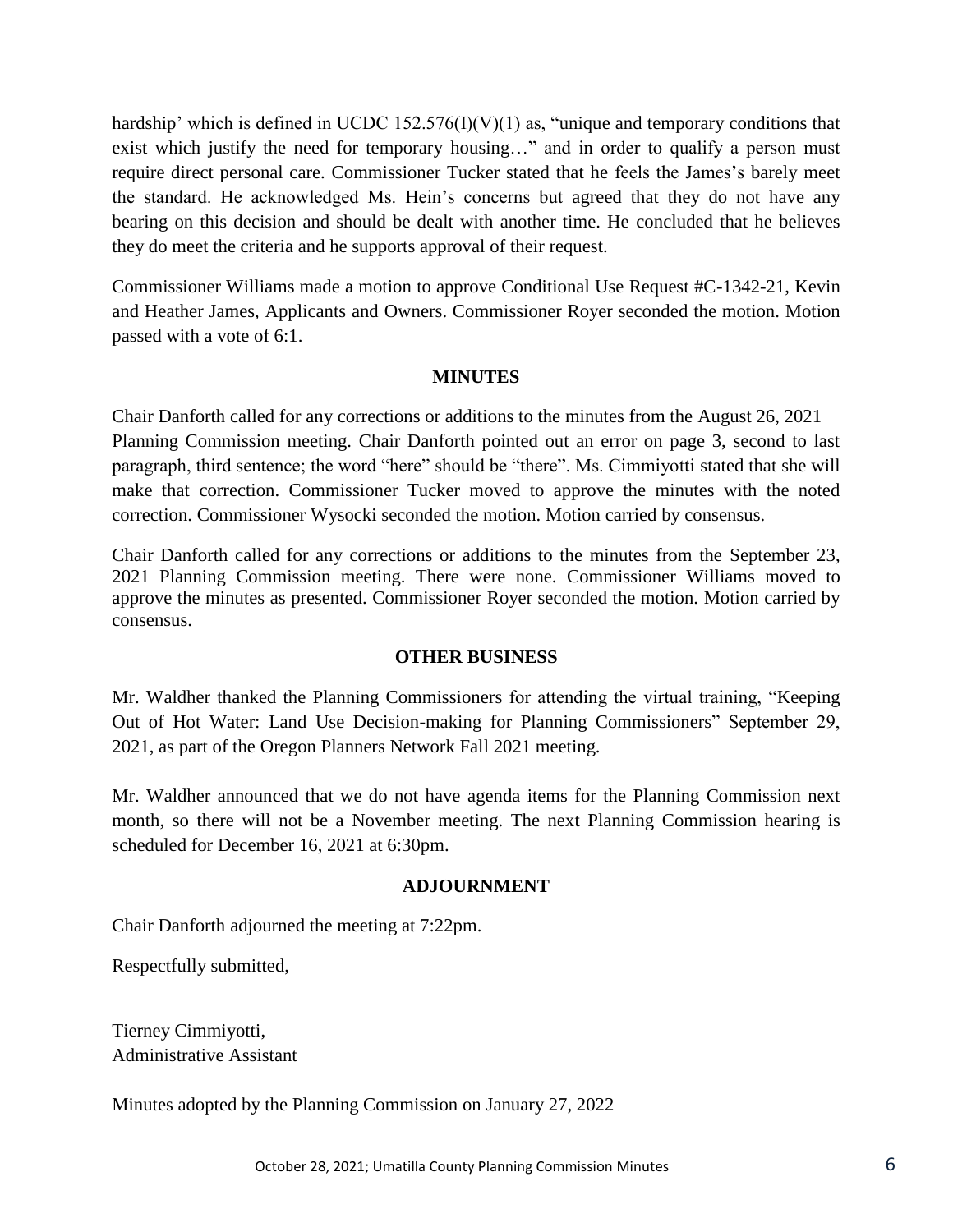hardship' which is defined in UCDC 152.576(I)(V)(1) as, "unique and temporary conditions that exist which justify the need for temporary housing…" and in order to qualify a person must require direct personal care. Commissioner Tucker stated that he feels the James's barely meet the standard. He acknowledged Ms. Hein's concerns but agreed that they do not have any bearing on this decision and should be dealt with another time. He concluded that he believes they do meet the criteria and he supports approval of their request.

Commissioner Williams made a motion to approve Conditional Use Request #C-1342-21, Kevin and Heather James, Applicants and Owners. Commissioner Royer seconded the motion. Motion passed with a vote of 6:1.

## MINUTES

Chair Danforth called for any corrections or additions to the minutes from the August 26, 2021 Planning Commission meeting. Chair Danforth pointed out an error on page 3, second to last paragraph, third sentence; the word "here" should be "there". Ms. Cimmiyotti stated that she will make that correction. Commissioner Tucker moved to approve the minutes with the noted correction. Commissioner Wysocki seconded the motion. Motion carried by consensus.

Chair Danforth called for any corrections or additions to the minutes from the September 23, 2021 Planning Commission meeting. There were none. Commissioner Williams moved to approve the minutes as presented. Commissioner Royer seconded the motion. Motion carried by consensus.

## OTHER BUSINESS

Mr. Waldher thanked the Planning Commissioners for attending the virtual training, "Keeping Out of Hot Water: Land Use Decision-making for Planning Commissioners" September 29, 2021, as part of the Oregon Planners Network Fall 2021 meeting.

Mr. Waldher announced that we do not have agenda items for the Planning Commission next month, so there will not be a November meeting. The next Planning Commission hearing is scheduled for December 16, 2021 at 6:30pm.

## ADJOURNMENT

Chair Danforth adjourned the meeting at 7:22pm.

Respectfully submitted,

Tierney Cimmiyotti,
Administrative Assistant

Minutes adopted by the Planning Commission on January 27, 2022